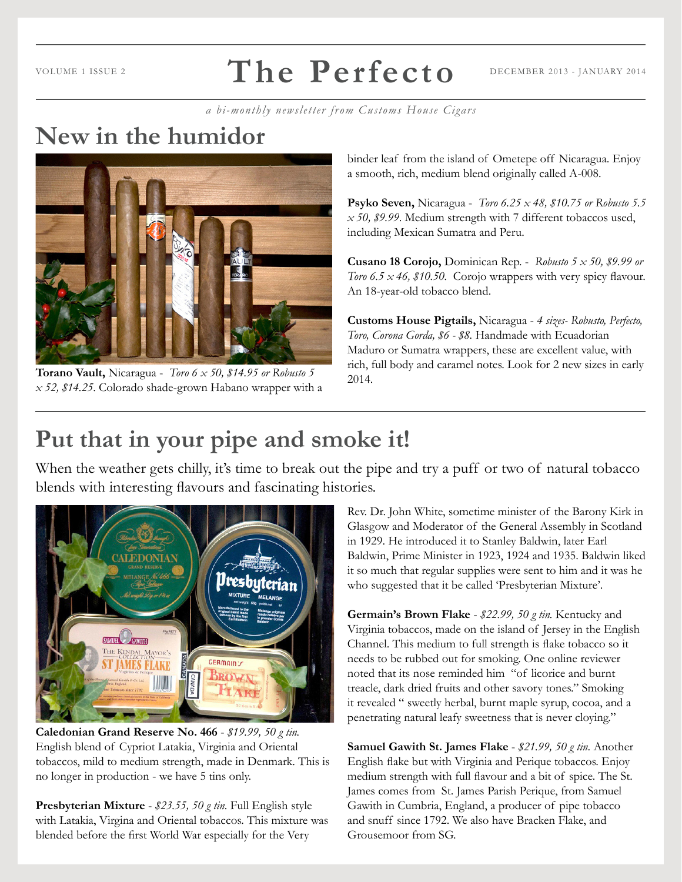VOLUME 1 ISSUE 2

# The Perfecto

DECEMBER 2013 - JANUARY 2014

*a bi-monthly newsletter from Customs House Cigars*

## New in the humidor

**Torano Vault,** Nicaragua - *Toro 6 x 50, $14.95 or Robusto 5 x 52, $14.25.* Colorado shade-grown Habano wrapper with a binder leaf from the island of Ometepe off Nicaragua. Enjoy a smooth, rich, medium blend originally called A-008.

**Psyko Seven,** Nicaragua - *Toro 6.25 x 48, $10.75 or Robusto 5.5 x 50, $9.99.* Medium strength with 7 different tobaccos used, including Mexican Sumatra and Peru.

**Cusano 18 Corojo,** Dominican Rep. - *Robusto 5 x 50, $9.99 or Toro 6.5 x 46, $10.50.* Corojo wrappers with very spicy flavour. An 18-year-old tobacco blend.

**Customs House Pigtails,** Nicaragua - *4 sizes- Robusto, Perfecto, Toro, Corona Gorda, $6 - $8.* Handmade with Ecuadorian Maduro or Sumatra wrappers, these are excellent value, with rich, full body and caramel notes. Look for 2 new sizes in early 2014.

## Put that in your pipe and smoke it!

When the weather gets chilly, it's time to break out the pipe and try a puff or two of natural tobacco blends with interesting flavours and fascinating histories.

**Caledonian Grand Reserve No. 466** - *$19.99, 50 g tin.* English blend of Cypriot Latakia, Virginia and Oriental tobaccos, mild to medium strength, made in Denmark. This is no longer in production - we have 5 tins only.

**Presbyterian Mixture** - *$23.55, 50 g tin.* Full English style with Latakia, Virgina and Oriental tobaccos. This mixture was blended before the first World War especially for the Very Rev. Dr. John White, sometime minister of the Barony Kirk in Glasgow and Moderator of the General Assembly in Scotland in 1929. He introduced it to Stanley Baldwin, later Earl Baldwin, Prime Minister in 1923, 1924 and 1935. Baldwin liked it so much that regular supplies were sent to him and it was he who suggested that it be called 'Presbyterian Mixture'.

**Germain's Brown Flake** - *$22.99, 50 g tin.* Kentucky and Virginia tobaccos, made on the island of Jersey in the English Channel. This medium to full strength is flake tobacco so it needs to be rubbed out for smoking. One online reviewer noted that its nose reminded him "of licorice and burnt treacle, dark dried fruits and other savory tones." Smoking it revealed " sweetly herbal, burnt maple syrup, cocoa, and a penetrating natural leafy sweetness that is never cloying."

**Samuel Gawith St. James Flake** - *$21.99, 50 g tin.* Another English flake but with Virginia and Perique tobaccos. Enjoy medium strength with full flavour and a bit of spice. The St. James comes from St. James Parish Perique, from Samuel Gawith in Cumbria, England, a producer of pipe tobacco and snuff since 1792. We also have Bracken Flake, and Grousemoor from SG.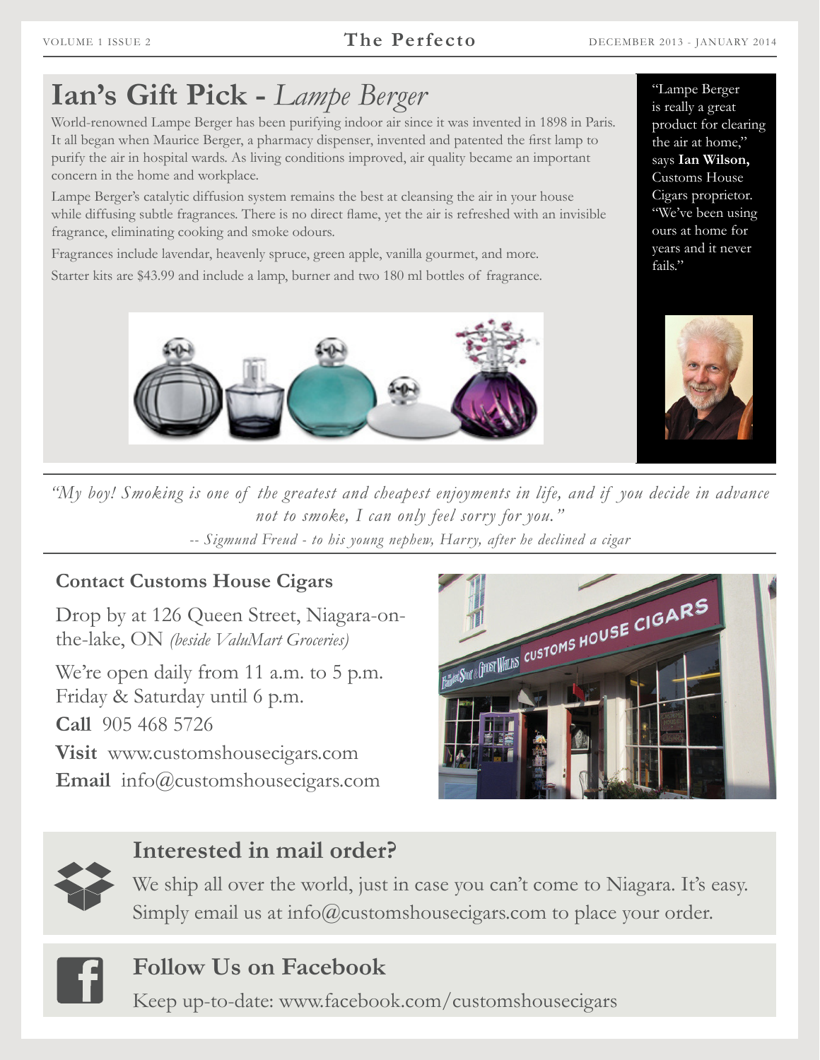# Ian's Gift Pick - *Lampe Berger*

World-renowned Lampe Berger has been purifying indoor air since it was invented in 1898 in Paris. It all began when Maurice Berger, a pharmacy dispenser, invented and patented the first lamp to purify the air in hospital wards. As living conditions improved, air quality became an important concern in the home and workplace.

Lampe Berger's catalytic diffusion system remains the best at cleansing the air in your house while diffusing subtle fragrances. There is no direct flame, yet the air is refreshed with an invisible fragrance, eliminating cooking and smoke odours.

Fragrances include lavendar, heavenly spruce, green apple, vanilla gourmet, and more.

Starter kits are $43.99 and include a lamp, burner and two 180 ml bottles of fragrance.

"Lampe Berger is really a great product for clearing the air at home," says **Ian Wilson,** Customs House Cigars proprietor. "We've been using ours at home for years and it never fails."

---

*"My boy! Smoking is one of the greatest and cheapest enjoyments in life, and if you decide in advance not to smoke, I can only feel sorry for you."*

*-- Sigmund Freud - to his young nephew, Harry, after he declined a cigar*

---

## Contact Customs House Cigars

Drop by at 126 Queen Street, Niagara-on-the-lake, ON *(beside ValuMart Groceries)*

We're open daily from 11 a.m. to 5 p.m. Friday & Saturday until 6 p.m.

**Call** 905 468 5726

**Visit** www.customshousecigars.com

**Email** info@customshousecigars.com

## Interested in mail order?

We ship all over the world, just in case you can't come to Niagara. It's easy. Simply email us at info@customshousecigars.com to place your order.

## Follow Us on Facebook

Keep up-to-date: www.facebook.com/customshousecigars